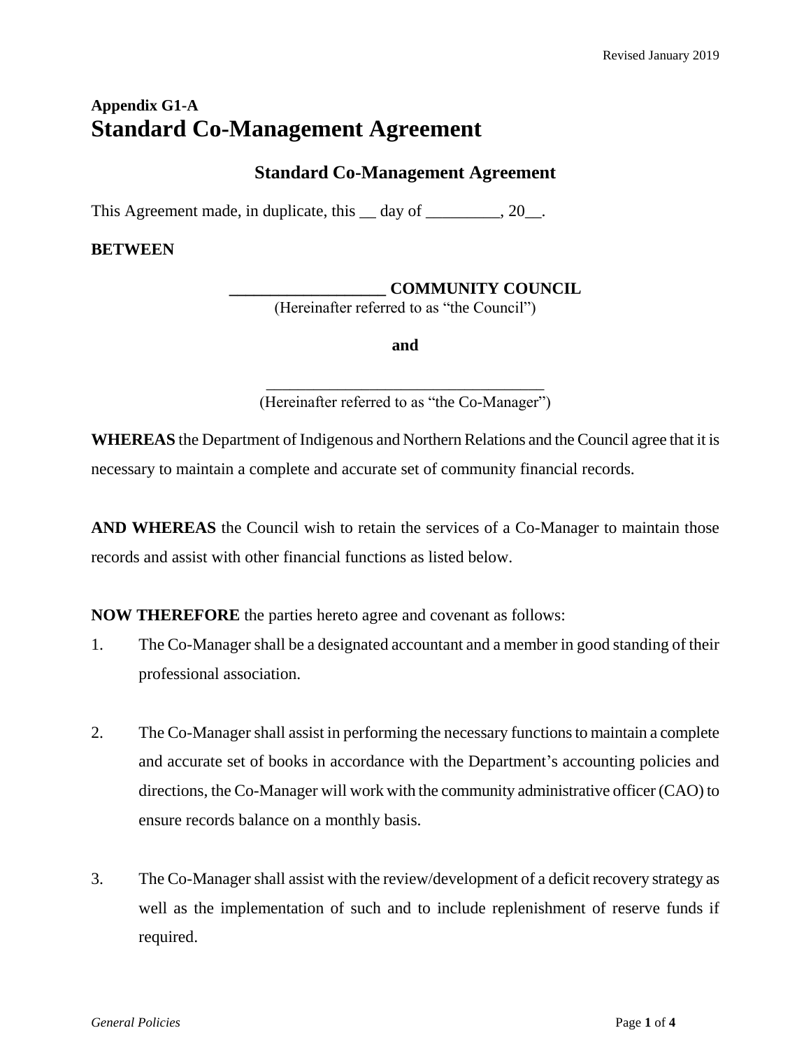# Appendix G1-A
# Standard Co-Management Agreement

## Standard Co-Management Agreement

This Agreement made, in duplicate, this __ day of _________, 20__.

**BETWEEN**

**___________________ COMMUNITY COUNCIL**
(Hereinafter referred to as "the Council")

**and**

___________________________________
(Hereinafter referred to as "the Co-Manager")

**WHEREAS** the Department of Indigenous and Northern Relations and the Council agree that it is necessary to maintain a complete and accurate set of community financial records.

**AND WHEREAS** the Council wish to retain the services of a Co-Manager to maintain those records and assist with other financial functions as listed below.

**NOW THEREFORE** the parties hereto agree and covenant as follows:

1. The Co-Manager shall be a designated accountant and a member in good standing of their professional association.

2. The Co-Manager shall assist in performing the necessary functions to maintain a complete and accurate set of books in accordance with the Department's accounting policies and directions, the Co-Manager will work with the community administrative officer (CAO) to ensure records balance on a monthly basis.

3. The Co-Manager shall assist with the review/development of a deficit recovery strategy as well as the implementation of such and to include replenishment of reserve funds if required.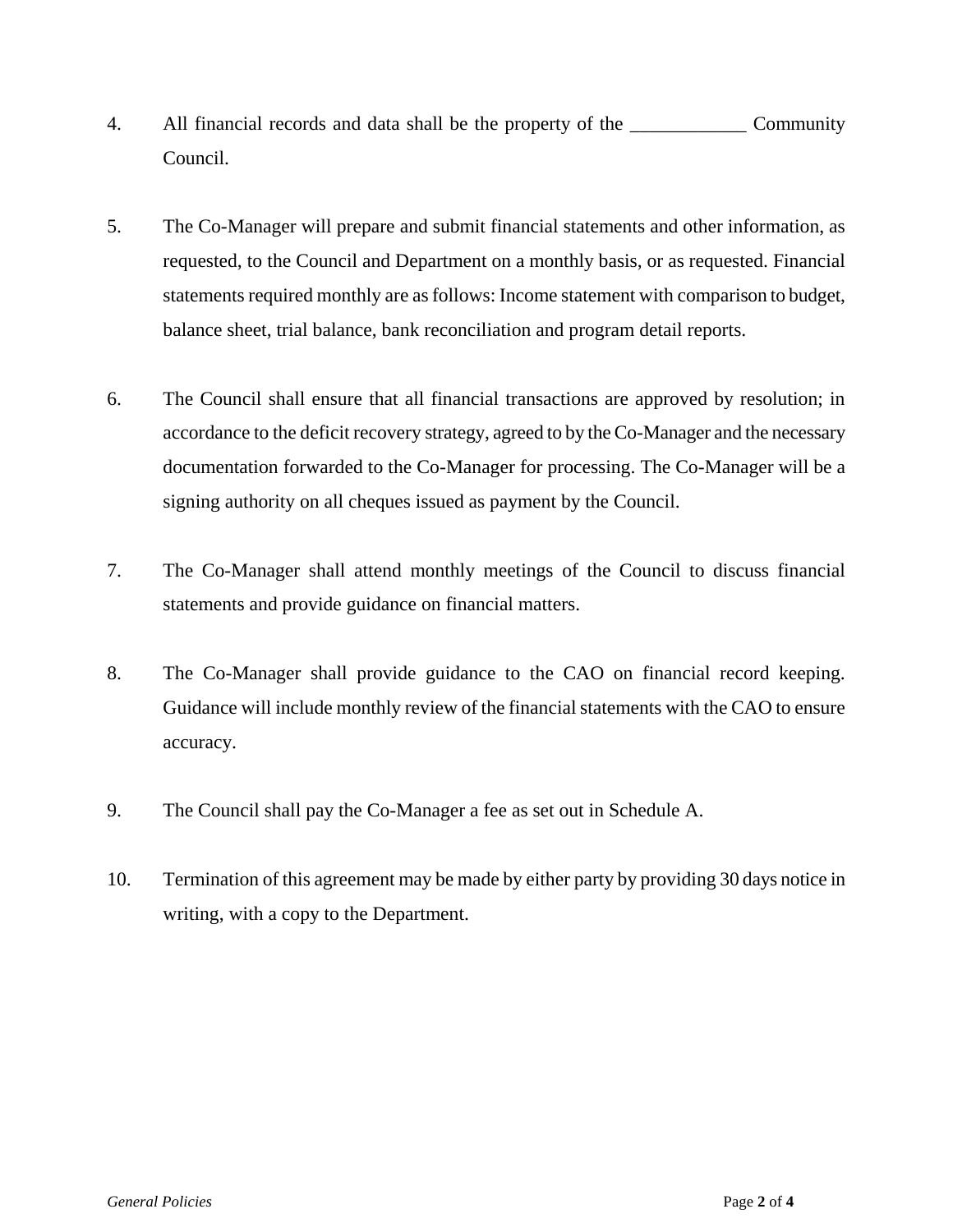4. All financial records and data shall be the property of the ____________ Community Council.

5. The Co-Manager will prepare and submit financial statements and other information, as requested, to the Council and Department on a monthly basis, or as requested. Financial statements required monthly are as follows: Income statement with comparison to budget, balance sheet, trial balance, bank reconciliation and program detail reports.

6. The Council shall ensure that all financial transactions are approved by resolution; in accordance to the deficit recovery strategy, agreed to by the Co-Manager and the necessary documentation forwarded to the Co-Manager for processing. The Co-Manager will be a signing authority on all cheques issued as payment by the Council.

7. The Co-Manager shall attend monthly meetings of the Council to discuss financial statements and provide guidance on financial matters.

8. The Co-Manager shall provide guidance to the CAO on financial record keeping. Guidance will include monthly review of the financial statements with the CAO to ensure accuracy.

9. The Council shall pay the Co-Manager a fee as set out in Schedule A.

10. Termination of this agreement may be made by either party by providing 30 days notice in writing, with a copy to the Department.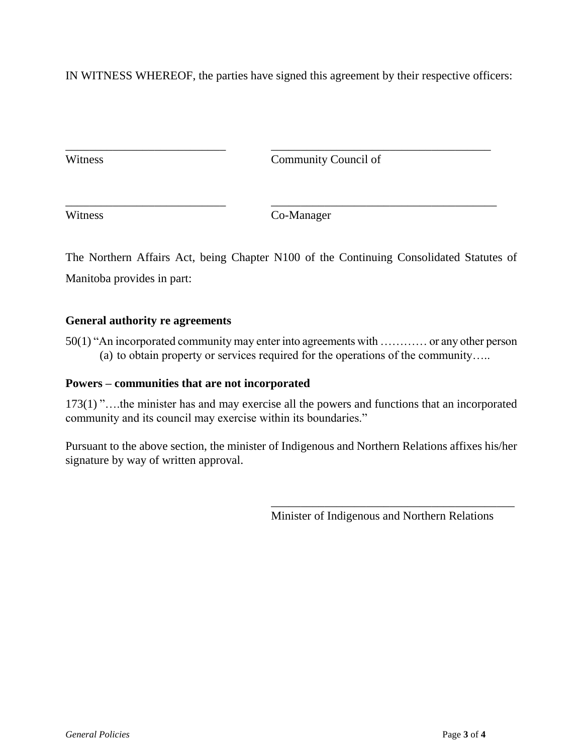IN WITNESS WHEREOF, the parties have signed this agreement by their respective officers:

| | |
|---|---|
| ___________________________ | _____________________________________ |
| Witness | Community Council of |
| ___________________________ | ______________________________________ |
| Witness | Co-Manager |

The Northern Affairs Act, being Chapter N100 of the Continuing Consolidated Statutes of Manitoba provides in part:

**General authority re agreements**

50(1) "An incorporated community may enter into agreements with ………… or any other person
(a) to obtain property or services required for the operations of the community…..

**Powers – communities that are not incorporated**

173(1) "….the minister has and may exercise all the powers and functions that an incorporated community and its council may exercise within its boundaries."

Pursuant to the above section, the minister of Indigenous and Northern Relations affixes his/her signature by way of written approval.

_________________________________________
Minister of Indigenous and Northern Relations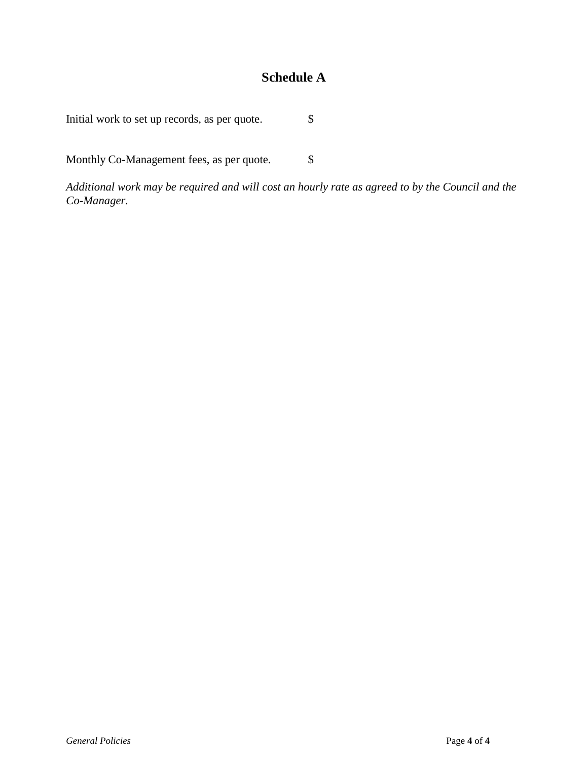# Schedule A

Initial work to set up records, as per quote. $

Monthly Co-Management fees, as per quote. $

*Additional work may be required and will cost an hourly rate as agreed to by the Council and the Co-Manager.*